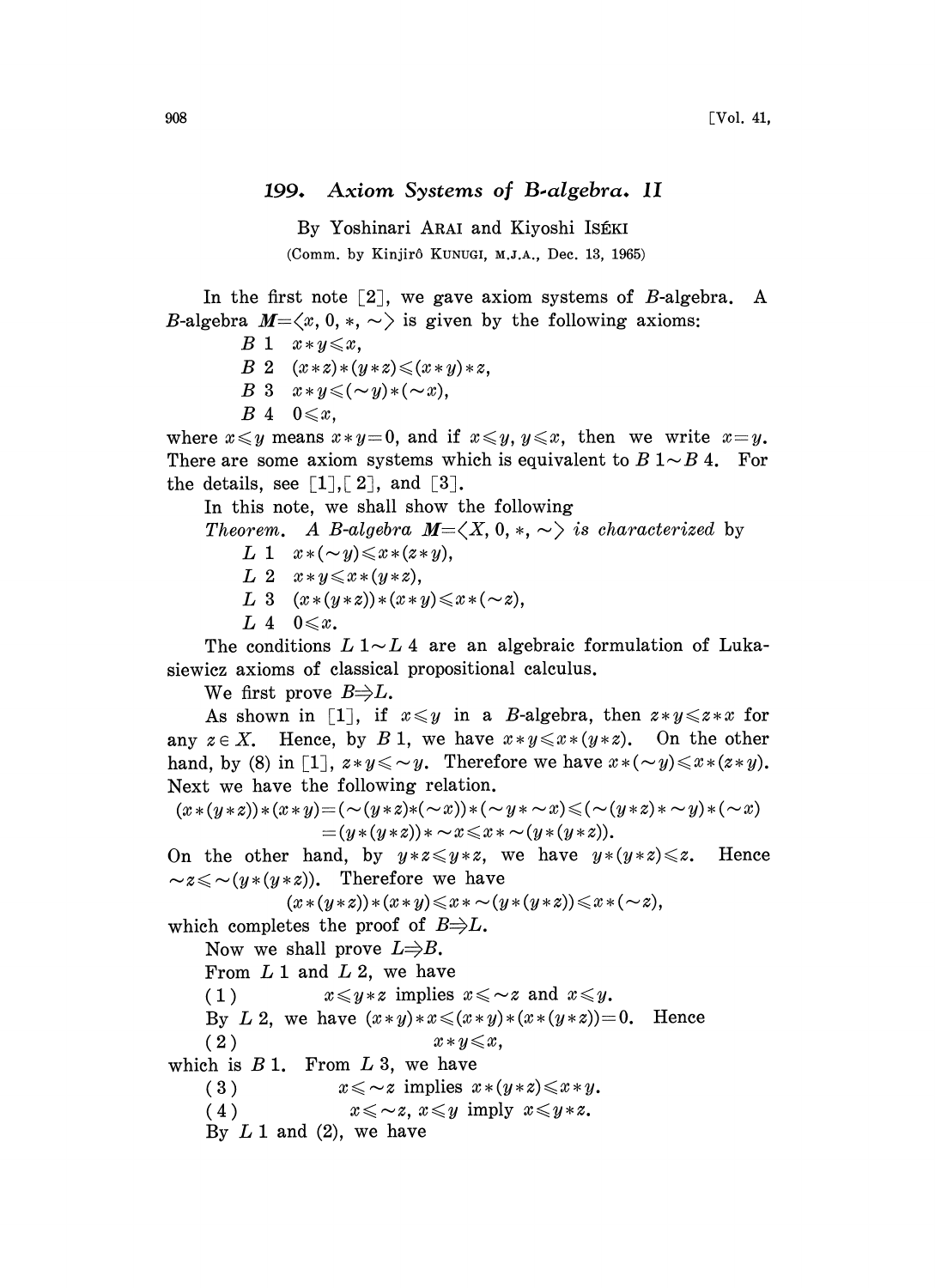# 199. Axiom Systems of *B*-algebra. II

By Yoshinari ARAI and Kiyoshi ISÉKI

(Comm. by Kinjirô KUNUGI, M.J.A., Dec. 13, 1965)

In the first note [2], we gave axiom systems of *B*-algebra. A *B*-algebra $M=\langle x, 0, *, \sim\rangle$ is given by the following axioms:

$B\,1$ $x*y\leqslant x$,

$B\,2$ $(x*z)*(y*z)\leqslant(x*y)*z$,

$B\,3$ $x*y\leqslant(\sim y)*(\sim x)$,

$B\,4$ $0\leqslant x$,

where $x\leqslant y$ means $x*y=0$, and if $x\leqslant y$, $y\leqslant x$, then we write $x=y$. There are some axiom systems which is equivalent to $B\,1\sim B\,4$. For the details, see [1], [2], and [3].

In this note, we shall show the following

*Theorem. A B-algebra* $M=\langle X, 0, *, \sim\rangle$ *is characterized* by

$L\,1$ $x*(\sim y)\leqslant x*(z*y)$,

$L\,2$ $x*y\leqslant x*(y*z)$,

$L\,3$ $(x*(y*z))*(x*y)\leqslant x*(\sim z)$,

$L\,4$ $0\leqslant x$.

The conditions $L\,1\sim L\,4$ are an algebraic formulation of Lukasiewicz axioms of classical propositional calculus.

We first prove $B\Rightarrow L$.

As shown in [1], if $x\leqslant y$ in a *B*-algebra, then $z*y\leqslant z*x$ for any $z\in X$. Hence, by $B\,1$, we have $x*y\leqslant x*(y*z)$. On the other hand, by (8) in [1], $z*y\leqslant \sim y$. Therefore we have $x*(\sim y)\leqslant x*(z*y)$. Next we have the following relation.

$$(x*(y*z))*(x*y)=(\sim(y*z)*(\sim x))*(\sim y*\sim x)\leqslant(\sim(y*z)*\sim y)*(\sim x)$$
$$=(y*(y*z))*\sim x\leqslant x*\sim(y*(y*z)).$$

On the other hand, by $y*z\leqslant y*z$, we have $y*(y*z)\leqslant z$. Hence $\sim z\leqslant\sim(y*(y*z))$. Therefore we have

$$(x*(y*z))*(x*y)\leqslant x*\sim(y*(y*z))\leqslant x*(\sim z),$$

which completes the proof of $B\Rightarrow L$.

Now we shall prove $L\Rightarrow B$.

From $L\,1$ and $L\,2$, we have

(1) $x\leqslant y*z$ implies $x\leqslant\sim z$ and $x\leqslant y$.

By $L\,2$, we have $(x*y)*x\leqslant(x*y)*(x*(y*z))=0$. Hence

(2) $x*y\leqslant x$,

which is $B\,1$. From $L\,3$, we have

(3) $x\leqslant\sim z$ implies $x*(y*z)\leqslant x*y$.

(4) $x\leqslant\sim z$, $x\leqslant y$ imply $x\leqslant y*z$.

By $L\,1$ and (2), we have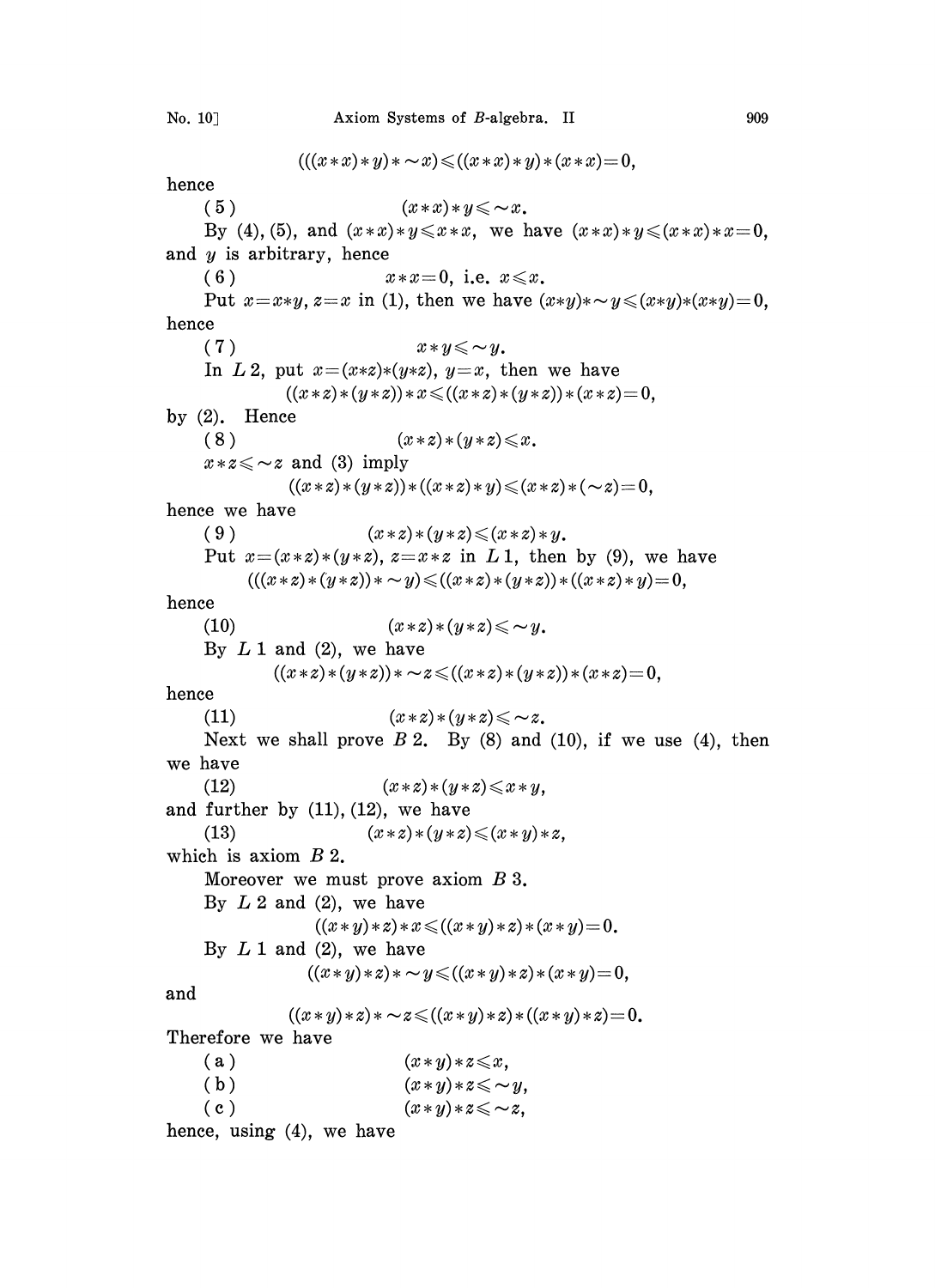$$(((x*x)*y)*\sim x)\leqslant((x*x)*y)*(x*x)=0,$$

hence

(5) $$(x*x)*y\leqslant\sim x.$$

By (4), (5), and $(x*x)*y\leqslant x*x$, we have $(x*x)*y\leqslant(x*x)*x=0$, and $y$ is arbitrary, hence

(6) $$x*x=0, \text{ i.e. } x\leqslant x.$$

Put $x=x*y$, $z=x$ in (1), then we have $(x*y)*\sim y\leqslant(x*y)*(x*y)=0$, hence

(7) $$x*y\leqslant\sim y.$$

In $L$ 2, put $x=(x*z)*(y*z)$, $y=x$, then we have

$$((x*z)*(y*z))*x\leqslant((x*z)*(y*z))*(x*z)=0,$$

by (2). Hence

(8) $$(x*z)*(y*z)\leqslant x.$$

$x*z\leqslant\sim z$ and (3) imply

$$((x*z)*(y*z))*((x*z)*y)\leqslant(x*z)*(\sim z)=0,$$

hence we have

(9) $$(x*z)*(y*z)\leqslant(x*z)*y.$$

Put $x=(x*z)*(y*z)$, $z=x*z$ in $L$ 1, then by (9), we have

$$(((x*z)*(y*z))*\sim y)\leqslant((x*z)*(y*z))*((x*z)*y)=0,$$

hence

(10) $$(x*z)*(y*z)\leqslant\sim y.$$

By $L$ 1 and (2), we have

$$((x*z)*(y*z))*\sim z\leqslant((x*z)*(y*z))*(x*z)=0,$$

hence

(11) $$(x*z)*(y*z)\leqslant\sim z.$$

Next we shall prove $B$ 2. By (8) and (10), if we use (4), then we have

(12) $$(x*z)*(y*z)\leqslant x*y,$$

and further by (11), (12), we have

(13) $$(x*z)*(y*z)\leqslant(x*y)*z,$$

which is axiom $B$ 2.

Moreover we must prove axiom $B$ 3.

By $L$ 2 and (2), we have

$$((x*y)*z)*x\leqslant((x*y)*z)*(x*y)=0.$$

By $L$ 1 and (2), we have

$$((x*y)*z)*\sim y\leqslant((x*y)*z)*(x*y)=0,$$

and

$$((x*y)*z)*\sim z\leqslant((x*y)*z)*((x*y)*z)=0.$$

Therefore we have

(a) $$(x*y)*z\leqslant x,$$

(b) $$(x*y)*z\leqslant\sim y,$$

(c) $$(x*y)*z\leqslant\sim z,$$

hence, using (4), we have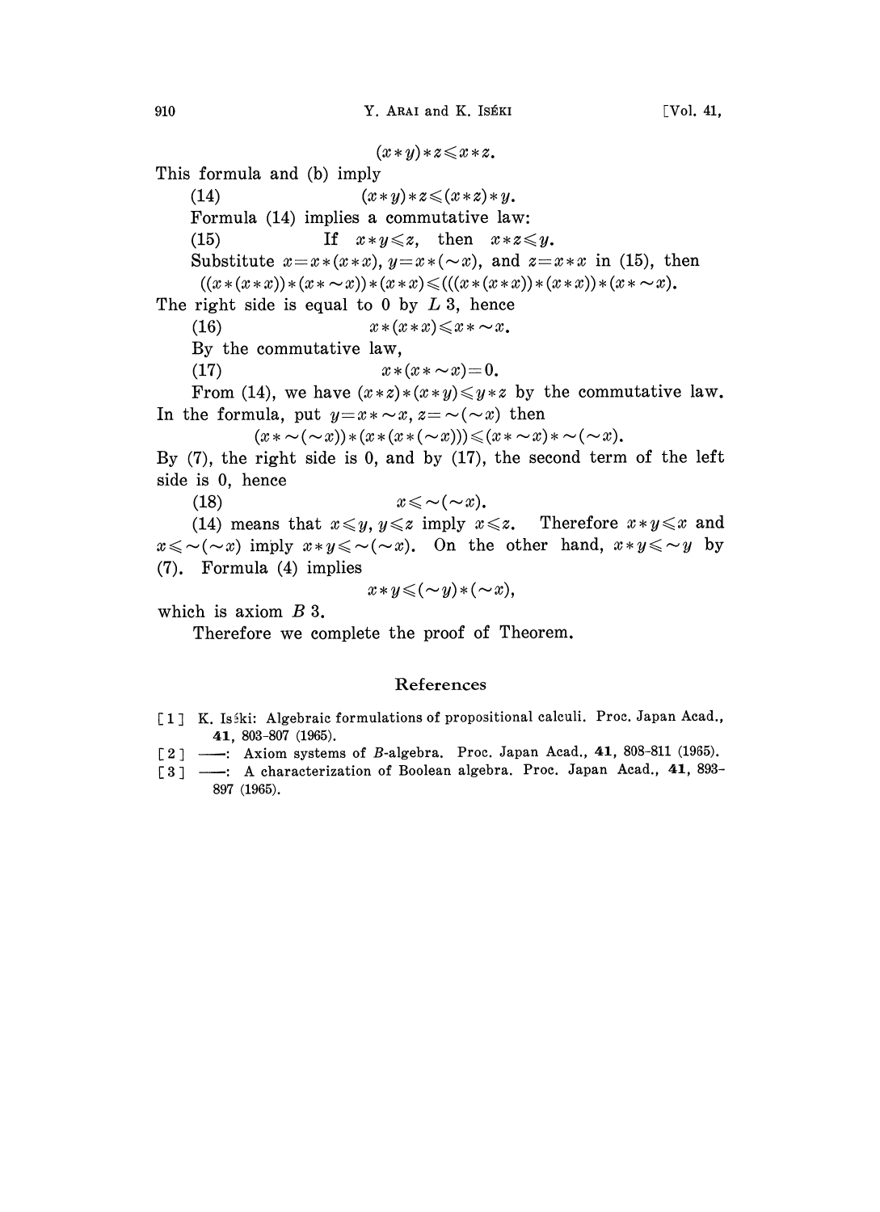$$(x*y)*z \leqslant x*z.$$

This formula and (b) imply

(14) $$(x*y)*z \leqslant (x*z)*y.$$

Formula (14) implies a commutative law:

(15) If $x*y \leqslant z$, then $x*z \leqslant y$.

Substitute $x = x*(x*x)$, $y = x*(\sim x)$, and $z = x*x$ in (15), then

$$((x*(x*x))*(x*\sim x))*(x*x) \leqslant (((x*(x*x))*(x*x))*(x*\sim x).$$

The right side is equal to 0 by $L\,3$, hence

(16) $$x*(x*x) \leqslant x*\sim x.$$

By the commutative law,

(17) $$x*(x*\sim x) = 0.$$

From (14), we have $(x*z)*(x*y) \leqslant y*z$ by the commutative law. In the formula, put $y = x*\sim x$, $z = \sim(\sim x)$ then

$$(x*\sim(\sim x))*(x*(x*(\sim x))) \leqslant (x*\sim x)*\sim(\sim x).$$

By (7), the right side is 0, and by (17), the second term of the left side is 0, hence

(18) $$x \leqslant \sim(\sim x).$$

(14) means that $x \leqslant y$, $y \leqslant z$ imply $x \leqslant z$. Therefore $x*y \leqslant x$ and $x \leqslant \sim(\sim x)$ imply $x*y \leqslant \sim(\sim x)$. On the other hand, $x*y \leqslant \sim y$ by (7). Formula (4) implies

$$x*y \leqslant (\sim y)*(\sim x),$$

which is axiom $B\,3$.

Therefore we complete the proof of Theorem.

## References

[1] K. Iséki: Algebraic formulations of propositional calculi. Proc. Japan Acad., **41**, 803-807 (1965).

[2] ——: Axiom systems of *B*-algebra. Proc. Japan Acad., **41**, 808-811 (1965).

[3] ——: A characterization of Boolean algebra. Proc. Japan Acad., **41**, 893-897 (1965).